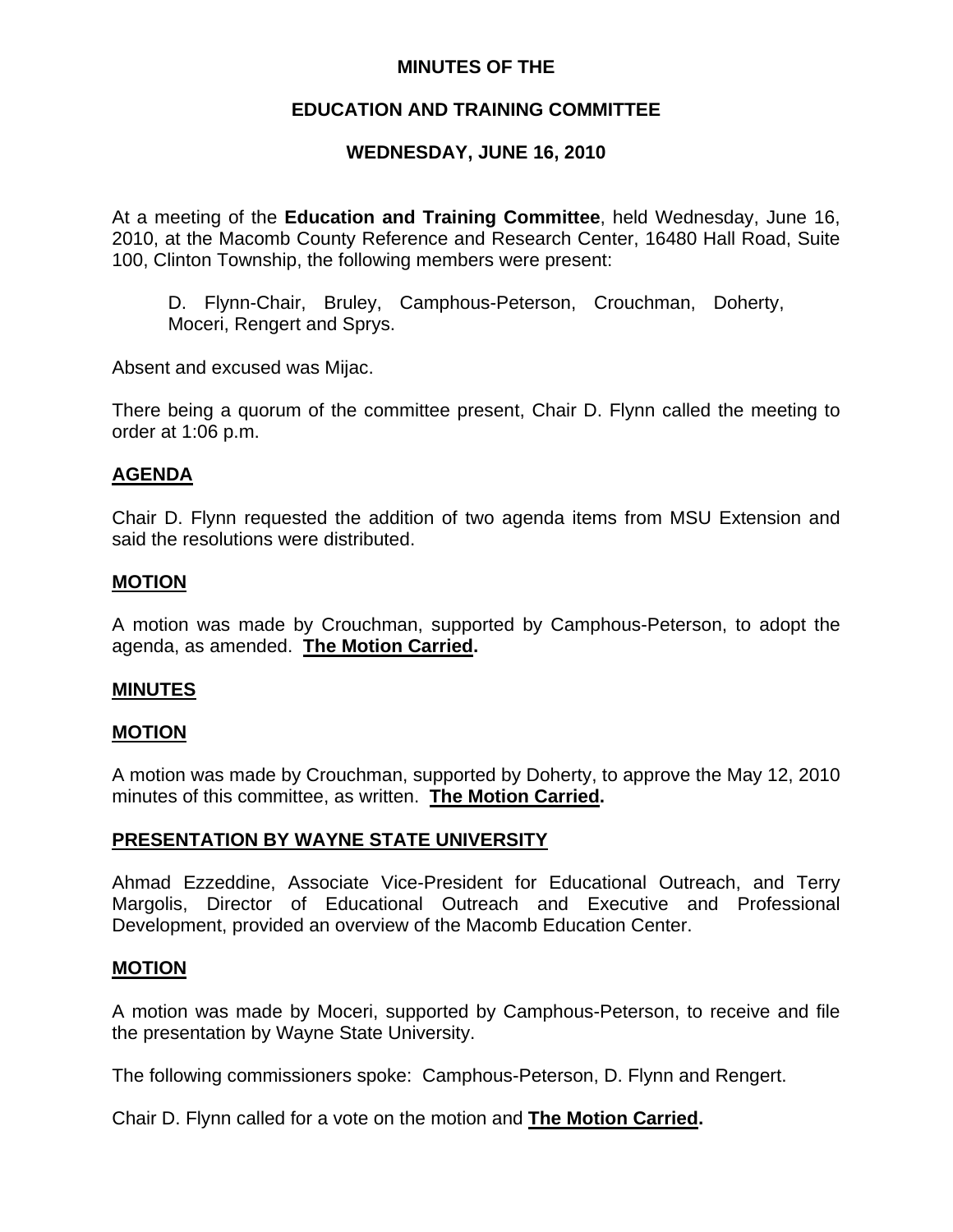# MINUTES OF THE

## EDUCATION AND TRAINING COMMITTEE

### WEDNESDAY, JUNE 16, 2010

At a meeting of the **Education and Training Committee**, held Wednesday, June 16, 2010, at the Macomb County Reference and Research Center, 16480 Hall Road, Suite 100, Clinton Township, the following members were present:

> D. Flynn-Chair, Bruley, Camphous-Peterson, Crouchman, Doherty, Moceri, Rengert and Sprys.

Absent and excused was Mijac.

There being a quorum of the committee present, Chair D. Flynn called the meeting to order at 1:06 p.m.

**AGENDA**

Chair D. Flynn requested the addition of two agenda items from MSU Extension and said the resolutions were distributed.

**MOTION**

A motion was made by Crouchman, supported by Camphous-Peterson, to adopt the agenda, as amended. **The Motion Carried.**

**MINUTES**

**MOTION**

A motion was made by Crouchman, supported by Doherty, to approve the May 12, 2010 minutes of this committee, as written. **The Motion Carried.**

**PRESENTATION BY WAYNE STATE UNIVERSITY**

Ahmad Ezzeddine, Associate Vice-President for Educational Outreach, and Terry Margolis, Director of Educational Outreach and Executive and Professional Development, provided an overview of the Macomb Education Center.

**MOTION**

A motion was made by Moceri, supported by Camphous-Peterson, to receive and file the presentation by Wayne State University.

The following commissioners spoke: Camphous-Peterson, D. Flynn and Rengert.

Chair D. Flynn called for a vote on the motion and **The Motion Carried.**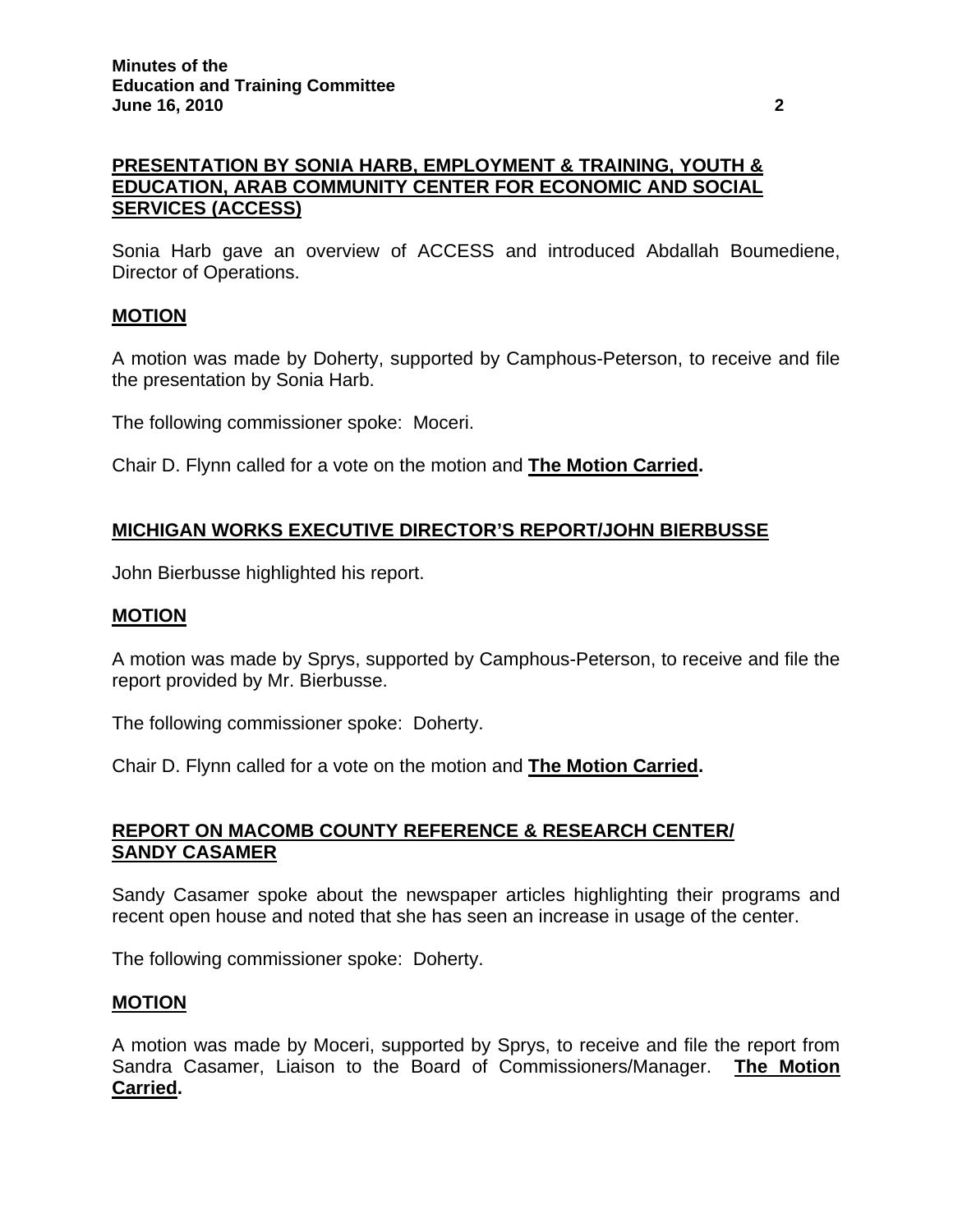## PRESENTATION BY SONIA HARB, EMPLOYMENT & TRAINING, YOUTH & EDUCATION, ARAB COMMUNITY CENTER FOR ECONOMIC AND SOCIAL SERVICES (ACCESS)

Sonia Harb gave an overview of ACCESS and introduced Abdallah Boumediene, Director of Operations.

## MOTION

A motion was made by Doherty, supported by Camphous-Peterson, to receive and file the presentation by Sonia Harb.

The following commissioner spoke: Moceri.

Chair D. Flynn called for a vote on the motion and **The Motion Carried.**

## MICHIGAN WORKS EXECUTIVE DIRECTOR'S REPORT/JOHN BIERBUSSE

John Bierbusse highlighted his report.

## MOTION

A motion was made by Sprys, supported by Camphous-Peterson, to receive and file the report provided by Mr. Bierbusse.

The following commissioner spoke: Doherty.

Chair D. Flynn called for a vote on the motion and **The Motion Carried.**

## REPORT ON MACOMB COUNTY REFERENCE & RESEARCH CENTER/ SANDY CASAMER

Sandy Casamer spoke about the newspaper articles highlighting their programs and recent open house and noted that she has seen an increase in usage of the center.

The following commissioner spoke: Doherty.

## MOTION

A motion was made by Moceri, supported by Sprys, to receive and file the report from Sandra Casamer, Liaison to the Board of Commissioners/Manager. **The Motion Carried.**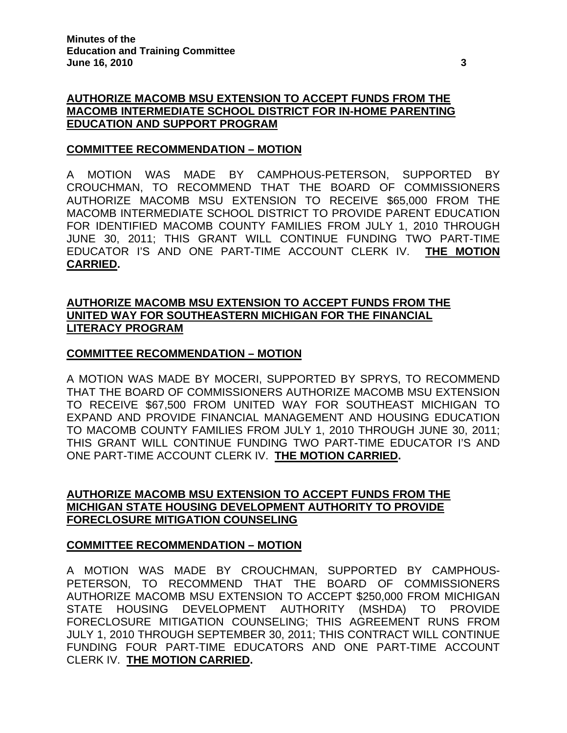**AUTHORIZE MACOMB MSU EXTENSION TO ACCEPT FUNDS FROM THE MACOMB INTERMEDIATE SCHOOL DISTRICT FOR IN-HOME PARENTING EDUCATION AND SUPPORT PROGRAM**

**COMMITTEE RECOMMENDATION – MOTION**

A MOTION WAS MADE BY CAMPHOUS-PETERSON, SUPPORTED BY CROUCHMAN, TO RECOMMEND THAT THE BOARD OF COMMISSIONERS AUTHORIZE MACOMB MSU EXTENSION TO RECEIVE $65,000 FROM THE MACOMB INTERMEDIATE SCHOOL DISTRICT TO PROVIDE PARENT EDUCATION FOR IDENTIFIED MACOMB COUNTY FAMILIES FROM JULY 1, 2010 THROUGH JUNE 30, 2011; THIS GRANT WILL CONTINUE FUNDING TWO PART-TIME EDUCATOR I'S AND ONE PART-TIME ACCOUNT CLERK IV. **THE MOTION CARRIED.**

**AUTHORIZE MACOMB MSU EXTENSION TO ACCEPT FUNDS FROM THE UNITED WAY FOR SOUTHEASTERN MICHIGAN FOR THE FINANCIAL LITERACY PROGRAM**

**COMMITTEE RECOMMENDATION – MOTION**

A MOTION WAS MADE BY MOCERI, SUPPORTED BY SPRYS, TO RECOMMEND THAT THE BOARD OF COMMISSIONERS AUTHORIZE MACOMB MSU EXTENSION TO RECEIVE $67,500 FROM UNITED WAY FOR SOUTHEAST MICHIGAN TO EXPAND AND PROVIDE FINANCIAL MANAGEMENT AND HOUSING EDUCATION TO MACOMB COUNTY FAMILIES FROM JULY 1, 2010 THROUGH JUNE 30, 2011; THIS GRANT WILL CONTINUE FUNDING TWO PART-TIME EDUCATOR I'S AND ONE PART-TIME ACCOUNT CLERK IV. **THE MOTION CARRIED.**

**AUTHORIZE MACOMB MSU EXTENSION TO ACCEPT FUNDS FROM THE MICHIGAN STATE HOUSING DEVELOPMENT AUTHORITY TO PROVIDE FORECLOSURE MITIGATION COUNSELING**

**COMMITTEE RECOMMENDATION – MOTION**

A MOTION WAS MADE BY CROUCHMAN, SUPPORTED BY CAMPHOUS-PETERSON, TO RECOMMEND THAT THE BOARD OF COMMISSIONERS AUTHORIZE MACOMB MSU EXTENSION TO ACCEPT $250,000 FROM MICHIGAN STATE HOUSING DEVELOPMENT AUTHORITY (MSHDA) TO PROVIDE FORECLOSURE MITIGATION COUNSELING; THIS AGREEMENT RUNS FROM JULY 1, 2010 THROUGH SEPTEMBER 30, 2011; THIS CONTRACT WILL CONTINUE FUNDING FOUR PART-TIME EDUCATORS AND ONE PART-TIME ACCOUNT CLERK IV. **THE MOTION CARRIED.**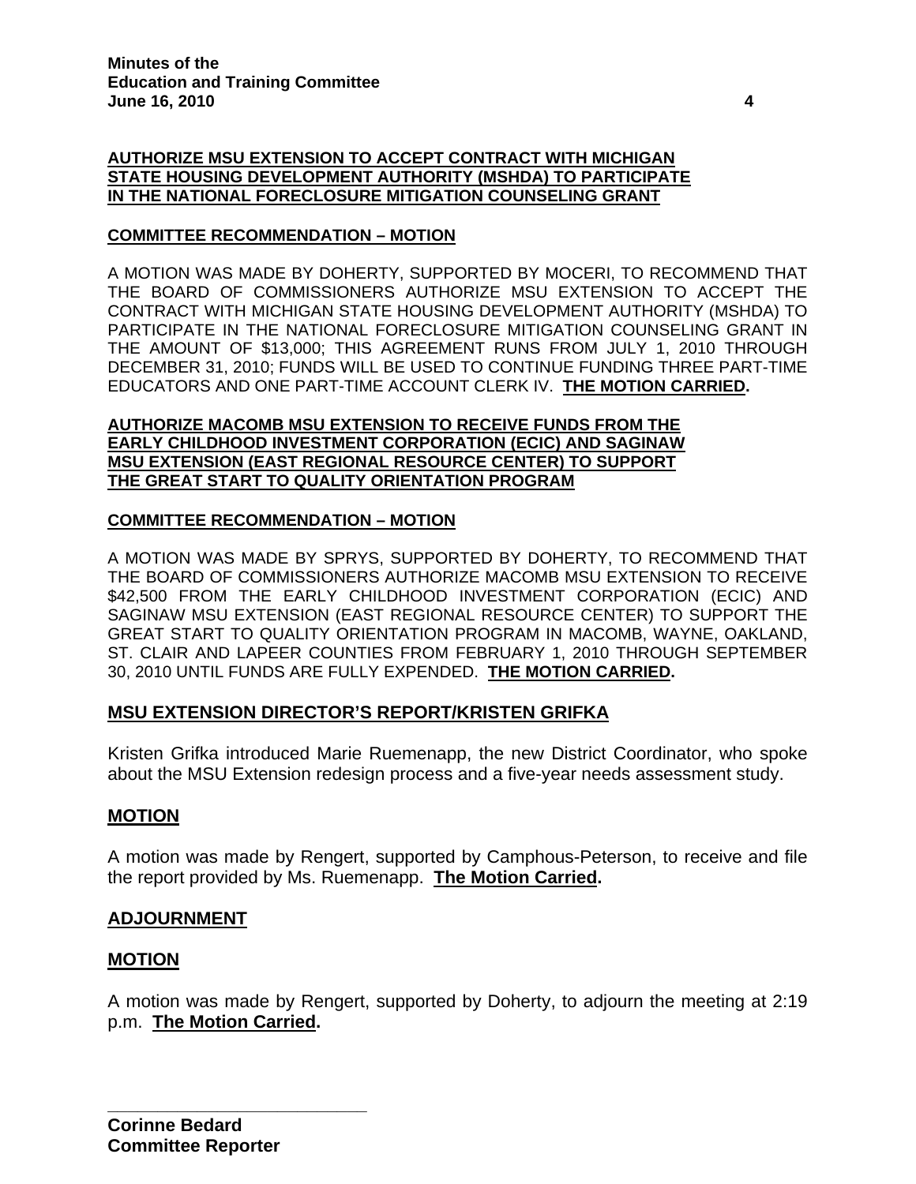**AUTHORIZE MSU EXTENSION TO ACCEPT CONTRACT WITH MICHIGAN STATE HOUSING DEVELOPMENT AUTHORITY (MSHDA) TO PARTICIPATE IN THE NATIONAL FORECLOSURE MITIGATION COUNSELING GRANT**

**COMMITTEE RECOMMENDATION – MOTION**

A MOTION WAS MADE BY DOHERTY, SUPPORTED BY MOCERI, TO RECOMMEND THAT THE BOARD OF COMMISSIONERS AUTHORIZE MSU EXTENSION TO ACCEPT THE CONTRACT WITH MICHIGAN STATE HOUSING DEVELOPMENT AUTHORITY (MSHDA) TO PARTICIPATE IN THE NATIONAL FORECLOSURE MITIGATION COUNSELING GRANT IN THE AMOUNT OF $13,000; THIS AGREEMENT RUNS FROM JULY 1, 2010 THROUGH DECEMBER 31, 2010; FUNDS WILL BE USED TO CONTINUE FUNDING THREE PART-TIME EDUCATORS AND ONE PART-TIME ACCOUNT CLERK IV. **THE MOTION CARRIED.**

**AUTHORIZE MACOMB MSU EXTENSION TO RECEIVE FUNDS FROM THE EARLY CHILDHOOD INVESTMENT CORPORATION (ECIC) AND SAGINAW MSU EXTENSION (EAST REGIONAL RESOURCE CENTER) TO SUPPORT THE GREAT START TO QUALITY ORIENTATION PROGRAM**

**COMMITTEE RECOMMENDATION – MOTION**

A MOTION WAS MADE BY SPRYS, SUPPORTED BY DOHERTY, TO RECOMMEND THAT THE BOARD OF COMMISSIONERS AUTHORIZE MACOMB MSU EXTENSION TO RECEIVE $42,500 FROM THE EARLY CHILDHOOD INVESTMENT CORPORATION (ECIC) AND SAGINAW MSU EXTENSION (EAST REGIONAL RESOURCE CENTER) TO SUPPORT THE GREAT START TO QUALITY ORIENTATION PROGRAM IN MACOMB, WAYNE, OAKLAND, ST. CLAIR AND LAPEER COUNTIES FROM FEBRUARY 1, 2010 THROUGH SEPTEMBER 30, 2010 UNTIL FUNDS ARE FULLY EXPENDED. **THE MOTION CARRIED.**

## MSU EXTENSION DIRECTOR'S REPORT/KRISTEN GRIFKA

Kristen Grifka introduced Marie Ruemenapp, the new District Coordinator, who spoke about the MSU Extension redesign process and a five-year needs assessment study.

## MOTION

A motion was made by Rengert, supported by Camphous-Peterson, to receive and file the report provided by Ms. Ruemenapp. **The Motion Carried.**

## ADJOURNMENT

## MOTION

A motion was made by Rengert, supported by Doherty, to adjourn the meeting at 2:19 p.m. **The Motion Carried.**

\_\_\_\_\_\_\_\_\_\_\_\_\_\_\_\_\_\_\_\_\_\_\_\_\_\_\_\_

**Corinne Bedard**
**Committee Reporter**